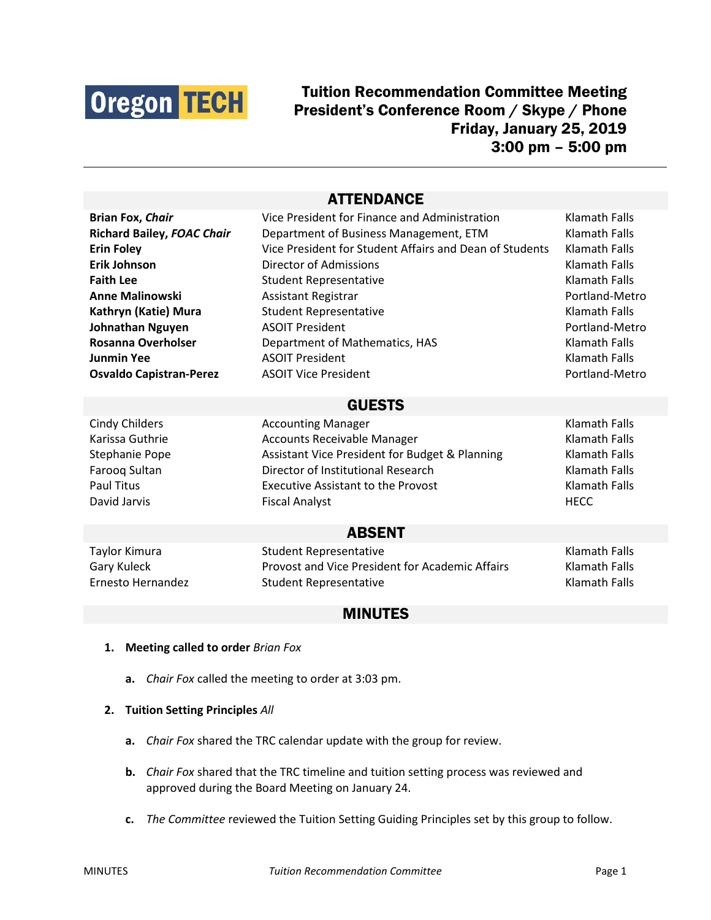Oregon TECH

# Tuition Recommendation Committee Meeting
## President's Conference Room / Skype / Phone
## Friday, January 25, 2019
## 3:00 pm – 5:00 pm

---

## ATTENDANCE

| | | |
|---|---|---|
| **Brian Fox, *Chair*** | Vice President for Finance and Administration | Klamath Falls |
| **Richard Bailey, *FOAC Chair*** | Department of Business Management, ETM | Klamath Falls |
| **Erin Foley** | Vice President for Student Affairs and Dean of Students | Klamath Falls |
| **Erik Johnson** | Director of Admissions | Klamath Falls |
| **Faith Lee** | Student Representative | Klamath Falls |
| **Anne Malinowski** | Assistant Registrar | Portland-Metro |
| **Kathryn (Katie) Mura** | Student Representative | Klamath Falls |
| **Johnathan Nguyen** | ASOIT President | Portland-Metro |
| **Rosanna Overholser** | Department of Mathematics, HAS | Klamath Falls |
| **Junmin Yee** | ASOIT President | Klamath Falls |
| **Osvaldo Capistran-Perez** | ASOIT Vice President | Portland-Metro |

## GUESTS

| | | |
|---|---|---|
| Cindy Childers | Accounting Manager | Klamath Falls |
| Karissa Guthrie | Accounts Receivable Manager | Klamath Falls |
| Stephanie Pope | Assistant Vice President for Budget & Planning | Klamath Falls |
| Farooq Sultan | Director of Institutional Research | Klamath Falls |
| Paul Titus | Executive Assistant to the Provost | Klamath Falls |
| David Jarvis | Fiscal Analyst | HECC |

## ABSENT

| | | |
|---|---|---|
| Taylor Kimura | Student Representative | Klamath Falls |
| Gary Kuleck | Provost and Vice President for Academic Affairs | Klamath Falls |
| Ernesto Hernandez | Student Representative | Klamath Falls |

## MINUTES

1. **Meeting called to order** *Brian Fox*

   a. *Chair Fox* called the meeting to order at 3:03 pm.

2. **Tuition Setting Principles** *All*

   a. *Chair Fox* shared the TRC calendar update with the group for review.

   b. *Chair Fox* shared that the TRC timeline and tuition setting process was reviewed and approved during the Board Meeting on January 24.

   c. *The Committee* reviewed the Tuition Setting Guiding Principles set by this group to follow.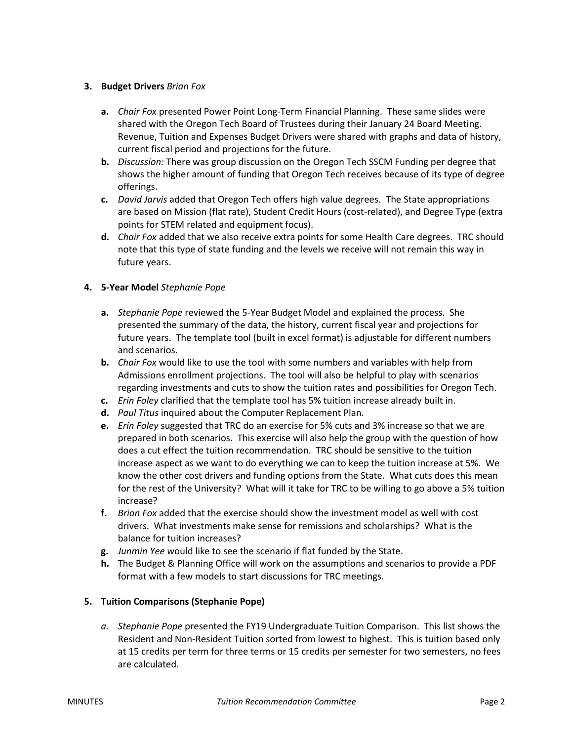3. **Budget Drivers** *Brian Fox*

   a. *Chair Fox* presented Power Point Long-Term Financial Planning. These same slides were shared with the Oregon Tech Board of Trustees during their January 24 Board Meeting. Revenue, Tuition and Expenses Budget Drivers were shared with graphs and data of history, current fiscal period and projections for the future.

   b. *Discussion:* There was group discussion on the Oregon Tech SSCM Funding per degree that shows the higher amount of funding that Oregon Tech receives because of its type of degree offerings.

   c. *David Jarvis* added that Oregon Tech offers high value degrees. The State appropriations are based on Mission (flat rate), Student Credit Hours (cost-related), and Degree Type (extra points for STEM related and equipment focus).

   d. *Chair Fox* added that we also receive extra points for some Health Care degrees. TRC should note that this type of state funding and the levels we receive will not remain this way in future years.

4. **5-Year Model** *Stephanie Pope*

   a. *Stephanie Pope* reviewed the 5-Year Budget Model and explained the process. She presented the summary of the data, the history, current fiscal year and projections for future years. The template tool (built in excel format) is adjustable for different numbers and scenarios.

   b. *Chair Fox* would like to use the tool with some numbers and variables with help from Admissions enrollment projections. The tool will also be helpful to play with scenarios regarding investments and cuts to show the tuition rates and possibilities for Oregon Tech.

   c. *Erin Foley* clarified that the template tool has 5% tuition increase already built in.

   d. *Paul Titus* inquired about the Computer Replacement Plan.

   e. *Erin Foley* suggested that TRC do an exercise for 5% cuts and 3% increase so that we are prepared in both scenarios. This exercise will also help the group with the question of how does a cut effect the tuition recommendation. TRC should be sensitive to the tuition increase aspect as we want to do everything we can to keep the tuition increase at 5%. We know the other cost drivers and funding options from the State. What cuts does this mean for the rest of the University? What will it take for TRC to be willing to go above a 5% tuition increase?

   f. *Brian Fox* added that the exercise should show the investment model as well with cost drivers. What investments make sense for remissions and scholarships? What is the balance for tuition increases?

   g. *Junmin Yee* would like to see the scenario if flat funded by the State.

   h. The Budget & Planning Office will work on the assumptions and scenarios to provide a PDF format with a few models to start discussions for TRC meetings.

5. **Tuition Comparisons (Stephanie Pope)**

   a. *Stephanie Pope* presented the FY19 Undergraduate Tuition Comparison. This list shows the Resident and Non-Resident Tuition sorted from lowest to highest. This is tuition based only at 15 credits per term for three terms or 15 credits per semester for two semesters, no fees are calculated.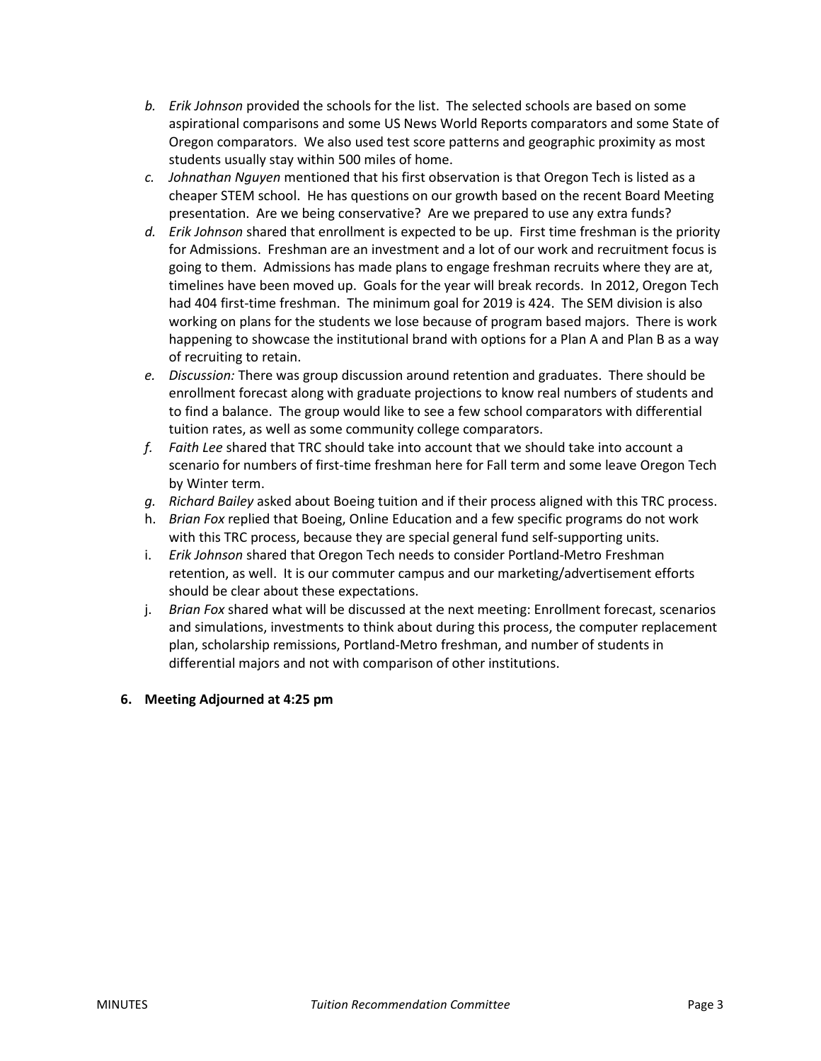b. *Erik Johnson* provided the schools for the list. The selected schools are based on some aspirational comparisons and some US News World Reports comparators and some State of Oregon comparators. We also used test score patterns and geographic proximity as most students usually stay within 500 miles of home.

c. *Johnathan Nguyen* mentioned that his first observation is that Oregon Tech is listed as a cheaper STEM school. He has questions on our growth based on the recent Board Meeting presentation. Are we being conservative? Are we prepared to use any extra funds?

d. *Erik Johnson* shared that enrollment is expected to be up. First time freshman is the priority for Admissions. Freshman are an investment and a lot of our work and recruitment focus is going to them. Admissions has made plans to engage freshman recruits where they are at, timelines have been moved up. Goals for the year will break records. In 2012, Oregon Tech had 404 first-time freshman. The minimum goal for 2019 is 424. The SEM division is also working on plans for the students we lose because of program based majors. There is work happening to showcase the institutional brand with options for a Plan A and Plan B as a way of recruiting to retain.

e. *Discussion:* There was group discussion around retention and graduates. There should be enrollment forecast along with graduate projections to know real numbers of students and to find a balance. The group would like to see a few school comparators with differential tuition rates, as well as some community college comparators.

f. *Faith Lee* shared that TRC should take into account that we should take into account a scenario for numbers of first-time freshman here for Fall term and some leave Oregon Tech by Winter term.

g. *Richard Bailey* asked about Boeing tuition and if their process aligned with this TRC process.

h. *Brian Fox* replied that Boeing, Online Education and a few specific programs do not work with this TRC process, because they are special general fund self-supporting units.

i. *Erik Johnson* shared that Oregon Tech needs to consider Portland-Metro Freshman retention, as well. It is our commuter campus and our marketing/advertisement efforts should be clear about these expectations.

j. *Brian Fox* shared what will be discussed at the next meeting: Enrollment forecast, scenarios and simulations, investments to think about during this process, the computer replacement plan, scholarship remissions, Portland-Metro freshman, and number of students in differential majors and not with comparison of other institutions.

**6. Meeting Adjourned at 4:25 pm**